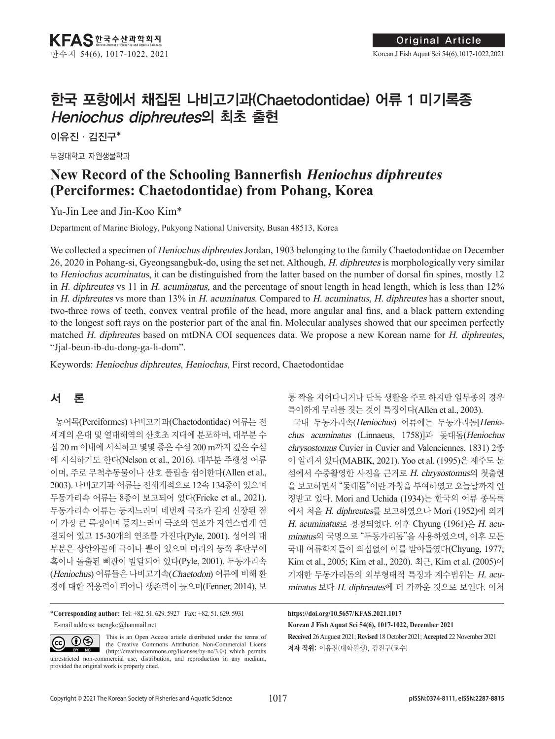# 한국 포항에서 채집된 나비고기과(Chaetodontidae) 어류 1 미기록종 *Heniochus diphreutes*의 최초 출현

이유진 · 김진구*

부경대학교 자원생물학과

# New Record of the Schooling Bannerfish *Heniochus diphreutes* (Perciformes: Chaetodontidae) from Pohang, Korea

Yu-Jin Lee and Jin-Koo Kim*

Department of Marine Biology, Pukyong National University, Busan 48513, Korea

We collected a specimen of *Heniochus diphreutes* Jordan, 1903 belonging to the family Chaetodontidae on December 26, 2020 in Pohang-si, Gyeongsangbuk-do, using the set net. Although, *H. diphreutes* is morphologically very similar to *Heniochus acuminatus*, it can be distinguished from the latter based on the number of dorsal fin spines, mostly 12 in *H. diphreutes* vs 11 in *H. acuminatus*, and the percentage of snout length in head length, which is less than 12% in *H. diphreutes* vs more than 13% in *H. acuminatus*. Compared to *H. acuminatus*, *H. diphreutes* has a shorter snout, two-three rows of teeth, convex ventral profile of the head, more angular anal fins, and a black pattern extending to the longest soft rays on the posterior part of the anal fin. Molecular analyses showed that our specimen perfectly matched *H. diphreutes* based on mtDNA COI sequences data. We propose a new Korean name for *H. diphreutes*, "Jjal-beun-ib-du-dong-ga-li-dom".

Keywords: *Heniochus diphreutes*, *Heniochus*, First record, Chaetodontidae

## 서 론

농어목(Perciformes) 나비고기과(Chaetodontidae) 어류는 전 세계의 온대 및 열대해역의 산호초 지대에 분포하며, 대부분 수심 20 m 이내에 서식하고 몇몇 종은 수심 200 m까지 깊은 수심에 서식하기도 한다(Nelson et al., 2016). 대부분 주행성 어류이며, 주로 무척추동물이나 산호 폴립을 섭이한다(Allen et al., 2003). 나비고기과 어류는 전세계적으로 12속 134종이 있으며 두동가리속 어류는 8종이 보고되어 있다(Fricke et al., 2021). 두동가리속 어류는 등지느러미 네번째 극조가 길게 신장된 점이 가장 큰 특징이며 등지느러미 극조와 연조가 자연스럽게 연결되어 있고 15-30개의 연조를 가진다(Pyle, 2001). 성어의 대부분은 상안와골에 극이나 뿔이 있으며 머리의 등쪽 후단부에 혹이나 돌출된 뼈판이 발달되어 있다(Pyle, 2001). 두동가리속(*Heniochus*) 어류들은 나비고기속(*Chaetodon*) 어류에 비해 환경에 대한 적응력이 뛰어나 생존력이 높으며(Fenner, 2014), 보통 짝을 지어다니거나 단독 생활을 주로 하지만 일부종의 경우 특이하게 무리를 짓는 것이 특징이다(Allen et al., 2003).

국내 두동가리속(*Heniochus*) 어류에는 두동가리돔[*Heniochus acuminatus* (Linnaeus, 1758)]과 돛대돔(*Heniochus chrysostomus* Cuvier in Cuvier and Valenciennes, 1831) 2종이 알려져 있다(MABIK, 2021). Yoo et al. (1995)은 제주도 문섬에서 수중촬영한 사진을 근거로 *H. chrysostomus*의 첫출현을 보고하면서 "돛대돔"이란 가칭을 부여하였고 오늘날까지 인정받고 있다. Mori and Uchida (1934)는 한국의 어류 종목록에서 처음 *H. diphreutes*를 보고하였으나 Mori (1952)에 의거 *H. acuminatus*로 정정되었다. 이후 Chyung (1961)은 *H. acuminatus*의 국명으로 "두동가리돔"을 사용하였으며, 이후 모든 국내 어류학자들이 의심없이 이를 받아들였다(Chyung, 1977; Kim et al., 2005; Kim et al., 2020). 최근, Kim et al. (2005)이 기재한 두동가리돔의 외부형태적 특징과 계수범위는 *H. acuminatus* 보다 *H. diphreutes*에 더 가까운 것으로 보인다. 이처

\*Corresponding author: Tel: +82. 51. 629. 5927 Fax: +82. 51. 629. 5931
E-mail address: taengko@hanmail.net

This is an Open Access article distributed under the terms of the Creative Commons Attribution Non-Commercial Licens (http://creativecommons.org/licenses/by-nc/3.0/) which permits unrestricted non-commercial use, distribution, and reproduction in any medium, provided the original work is properly cited.

https://doi.org/10.5657/KFAS.2021.1017
Korean J Fish Aquat Sci 54(6), 1017-1022, December 2021
Received 26 Auguest 2021; Revised 18 October 2021; Accepted 22 November 2021
저자 직위: 이유진(대학원생), 김진구(교수)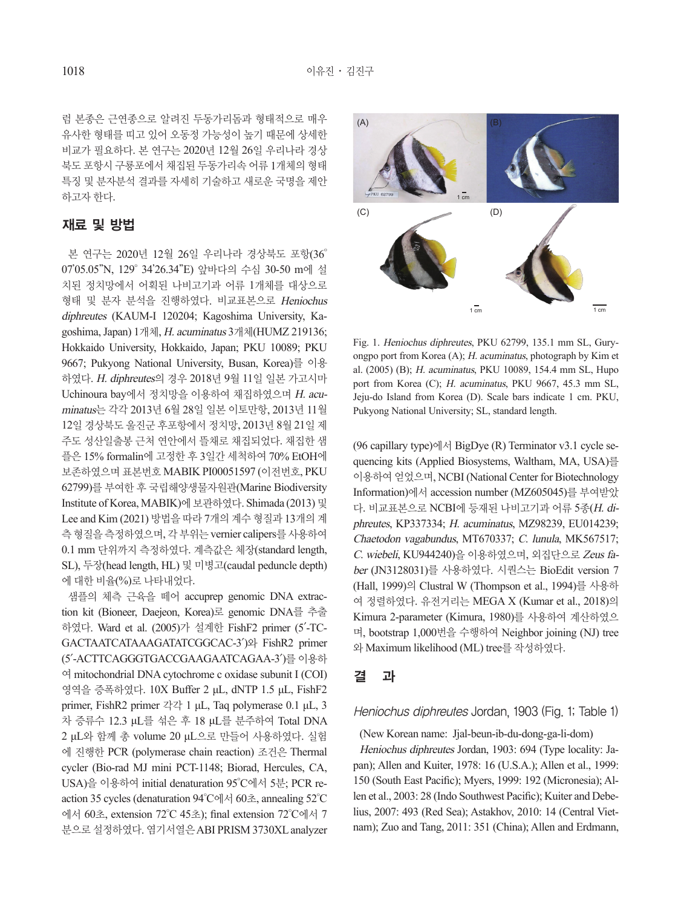럼 본종은 근연종으로 알려진 두동가리돔과 형태적으로 매우 유사한 형태를 띠고 있어 오동정 가능성이 높기 때문에 상세한 비교가 필요하다. 본 연구는 2020년 12월 26일 우리나라 경상북도 포항시 구룡포에서 채집된 두동가리속 어류 1개체의 형태 특징 및 분자분석 결과를 자세히 기술하고 새로운 국명을 제안하고자 한다.

## 재료 및 방법

본 연구는 2020년 12월 26일 우리나라 경상북도 포항(36° 07'05.05"N, 129° 34'26.34"E) 앞바다의 수심 30-50 m에 설치된 정치망에서 어획된 나비고기과 어류 1개체를 대상으로 형태 및 분자 분석을 진행하였다. 비교표본으로 *Heniochus diphreutes* (KAUM-I 120204; Kagoshima University, Kagoshima, Japan) 1개체, *H. acuminatus* 3개체(HUMZ 219136; Hokkaido University, Hokkaido, Japan; PKU 10089; PKU 9667; Pukyong National University, Busan, Korea)를 이용하였다. *H. diphreutes*의 경우 2018년 9월 11일 일본 가고시마 Uchinoura bay에서 정치망을 이용하여 채집하였으며 *H. acuminatus*는 각각 2013년 6월 28일 일본 이토만항, 2013년 11월 12일 경상북도 울진군 후포항에서 정치망, 2013년 8월 21일 제주도 성산일출봉 근처 연안에서 뜰채로 채집되었다. 채집한 샘플은 15% formalin에 고정한 후 3일간 세척하여 70% EtOH에 보존하였으며 표본번호 MABIK PI00051597 (이전번호, PKU 62799)를 부여한 후 국립해양생물자원관(Marine Biodiversity Institute of Korea, MABIK)에 보관하였다. Shimada (2013) 및 Lee and Kim (2021) 방법을 따라 7개의 계수 형질과 13개의 계측 형질을 측정하였으며, 각 부위는 vernier calipers를 사용하여 0.1 mm 단위까지 측정하였다. 계측값은 체장(standard length, SL), 두장(head length, HL) 및 미병고(caudal peduncle depth)에 대한 비율(%)로 나타내었다.

샘플의 체측 근육을 떼어 accuprep genomic DNA extraction kit (Bioneer, Daejeon, Korea)로 genomic DNA를 추출하였다. Ward et al. (2005)가 설계한 FishF2 primer (5′-TCGACTAATCATAAAGATATCGGCAC-3′)와 FishR2 primer (5′-ACTTCAGGGTGACCGAAGAATCAGAA-3′)를 이용하여 mitochondrial DNA cytochrome c oxidase subunit I (COI) 영역을 증폭하였다. 10X Buffer 2 μL, dNTP 1.5 μL, FishF2 primer, FishR2 primer 각각 1 μL, Taq polymerase 0.1 μL, 3차 증류수 12.3 μL를 섞은 후 18 μL를 분주하여 Total DNA 2 μL와 함께 총 volume 20 μL으로 만들어 사용하였다. 실험에 진행한 PCR (polymerase chain reaction) 조건은 Thermal cycler (Bio-rad MJ mini PCT-1148; Biorad, Hercules, CA, USA)을 이용하여 initial denaturation 95°C에서 5분; PCR reaction 35 cycles (denaturation 94°C에서 60초, annealing 52°C에서 60초, extension 72°C 45초); final extension 72°C에서 7분으로 설정하였다. 염기서열은 ABI PRISM 3730XL analyzer (96 capillary type)에서 BigDye (R) Terminator v3.1 cycle sequencing kits (Applied Biosystems, Waltham, MA, USA)를 이용하여 얻었으며, NCBI (National Center for Biotechnology Information)에서 accession number (MZ605045)를 부여받았다. 비교표본으로 NCBI에 등재된 나비고기과 어류 5종(*H. diphreutes*, KP337334; *H. acuminatus*, MZ98239, EU014239; *Chaetodon vagabundus*, MT670337; *C. lunula*, MK567517; *C. wiebeli*, KU944240)을 이용하였으며, 외집단으로 *Zeus faber* (JN3128031)를 사용하였다. 시퀀스는 BioEdit version 7 (Hall, 1999)의 Clustral W (Thompson et al., 1994)를 사용하여 정렬하였다. 유전거리는 MEGA X (Kumar et al., 2018)의 Kimura 2-parameter (Kimura, 1980)를 사용하여 계산하였으며, bootstrap 1,000번을 수행하여 Neighbor joining (NJ) tree와 Maximum likelihood (ML) tree를 작성하였다.

Fig. 1. *Heniochus diphreutes*, PKU 62799, 135.1 mm SL, Guryongpo port from Korea (A); *H. acuminatus*, photograph by Kim et al. (2005) (B); *H. acuminatus*, PKU 10089, 154.4 mm SL, Hupo port from Korea (C); *H. acuminatus*, PKU 9667, 45.3 mm SL, Jeju-do Island from Korea (D). Scale bars indicate 1 cm. PKU, Pukyong National University; SL, standard length.

## 결 과

### *Heniochus diphreutes* Jordan, 1903 (Fig. 1; Table 1)

(New Korean name: Jjal-beun-ib-du-dong-ga-li-dom)

*Heniochus diphreutes* Jordan, 1903: 694 (Type locality: Japan); Allen and Kuiter, 1978: 16 (U.S.A.); Allen et al., 1999: 150 (South East Pacific); Myers, 1999: 192 (Micronesia); Allen et al., 2003: 28 (Indo Southwest Pacific); Kuiter and Debelius, 2007: 493 (Red Sea); Astakhov, 2010: 14 (Central Vietnam); Zuo and Tang, 2011: 351 (China); Allen and Erdmann,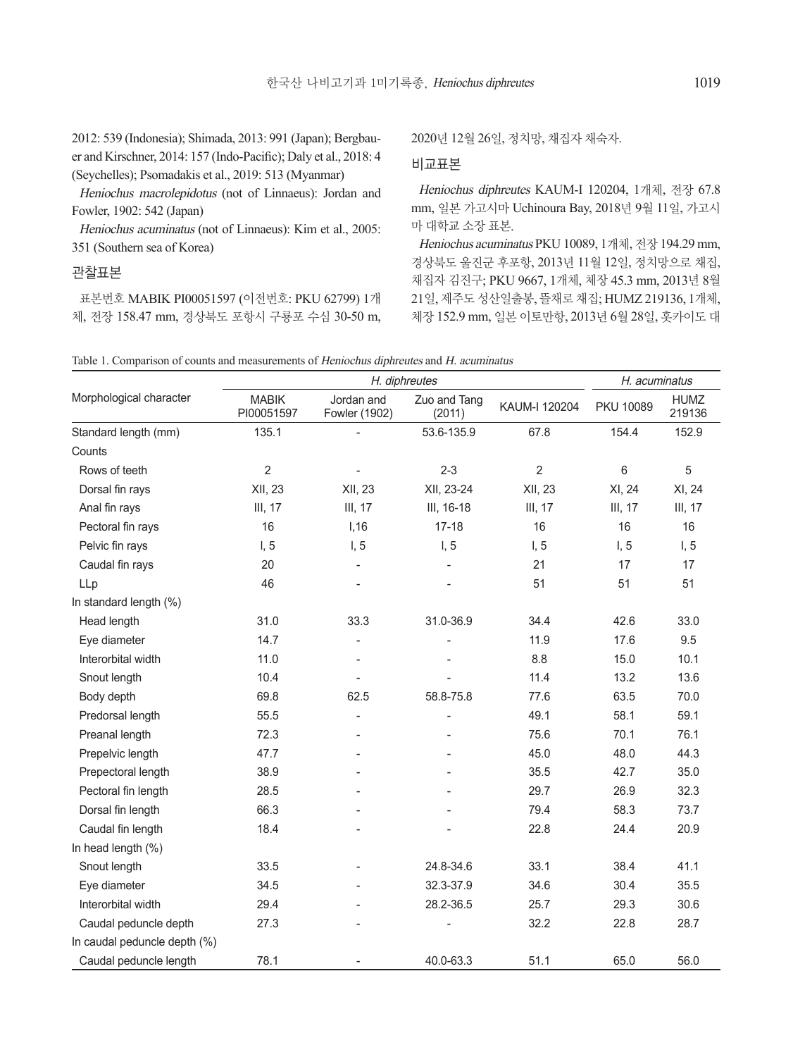2012: 539 (Indonesia); Shimada, 2013: 991 (Japan); Bergbauer and Kirschner, 2014: 157 (Indo-Pacific); Daly et al., 2018: 4 (Seychelles); Psomadakis et al., 2019: 513 (Myanmar)

*Heniochus macrolepidotus* (not of Linnaeus): Jordan and Fowler, 1902: 542 (Japan)

*Heniochus acuminatus* (not of Linnaeus): Kim et al., 2005: 351 (Southern sea of Korea)

## 관찰표본

표본번호 MABIK PI00051597 (이전번호: PKU 62799) 1개체, 전장 158.47 mm, 경상북도 포항시 구룡포 수심 30-50 m, 2020년 12월 26일, 정치망, 채집자 채숙자.

## 비교표본

*Heniochus diphreutes* KAUM-I 120204, 1개체, 전장 67.8 mm, 일본 가고시마 Uchinoura Bay, 2018년 9월 11일, 가고시마 대학교 소장 표본.

*Heniochus acuminatus* PKU 10089, 1개체, 전장 194.29 mm, 경상북도 울진군 후포항, 2013년 11월 12일, 정치망으로 채집, 채집자 김진구; PKU 9667, 1개체, 체장 45.3 mm, 2013년 8월 21일, 제주도 성산일출봉, 뜰채로 채집; HUMZ 219136, 1개체, 체장 152.9 mm, 일본 이토만항, 2013년 6월 28일, 홋카이도 대

Table 1. Comparison of counts and measurements of *Heniochus diphreutes* and *H. acuminatus*

| Morphological character | *H. diphreutes* | | | | *H. acuminatus* | |
|---|---|---|---|---|---|---|
| | MABIK PI00051597 | Jordan and Fowler (1902) | Zuo and Tang (2011) | KAUM-I 120204 | PKU 10089 | HUMZ 219136 |
| Standard length (mm) | 135.1 | - | 53.6-135.9 | 67.8 | 154.4 | 152.9 |
| Counts | | | | | | |
| Rows of teeth | 2 | - | 2-3 | 2 | 6 | 5 |
| Dorsal fin rays | XII, 23 | XII, 23 | XII, 23-24 | XII, 23 | XI, 24 | XI, 24 |
| Anal fin rays | III, 17 | III, 17 | III, 16-18 | III, 17 | III, 17 | III, 17 |
| Pectoral fin rays | 16 | I,16 | 17-18 | 16 | 16 | 16 |
| Pelvic fin rays | I, 5 | I, 5 | I, 5 | I, 5 | I, 5 | I, 5 |
| Caudal fin rays | 20 | - | - | 21 | 17 | 17 |
| LLp | 46 | - | - | 51 | 51 | 51 |
| In standard length (%) | | | | | | |
| Head length | 31.0 | 33.3 | 31.0-36.9 | 34.4 | 42.6 | 33.0 |
| Eye diameter | 14.7 | - | - | 11.9 | 17.6 | 9.5 |
| Interorbital width | 11.0 | - | - | 8.8 | 15.0 | 10.1 |
| Snout length | 10.4 | - | - | 11.4 | 13.2 | 13.6 |
| Body depth | 69.8 | 62.5 | 58.8-75.8 | 77.6 | 63.5 | 70.0 |
| Predorsal length | 55.5 | - | - | 49.1 | 58.1 | 59.1 |
| Preanal length | 72.3 | - | - | 75.6 | 70.1 | 76.1 |
| Prepelvic length | 47.7 | - | - | 45.0 | 48.0 | 44.3 |
| Prepectoral length | 38.9 | - | - | 35.5 | 42.7 | 35.0 |
| Pectoral fin length | 28.5 | - | - | 29.7 | 26.9 | 32.3 |
| Dorsal fin length | 66.3 | - | - | 79.4 | 58.3 | 73.7 |
| Caudal fin length | 18.4 | - | - | 22.8 | 24.4 | 20.9 |
| In head length (%) | | | | | | |
| Snout length | 33.5 | - | 24.8-34.6 | 33.1 | 38.4 | 41.1 |
| Eye diameter | 34.5 | - | 32.3-37.9 | 34.6 | 30.4 | 35.5 |
| Interorbital width | 29.4 | - | 28.2-36.5 | 25.7 | 29.3 | 30.6 |
| Caudal peduncle depth | 27.3 | - | - | 32.2 | 22.8 | 28.7 |
| In caudal peduncle depth (%) | | | | | | |
| Caudal peduncle length | 78.1 | - | 40.0-63.3 | 51.1 | 65.0 | 56.0 |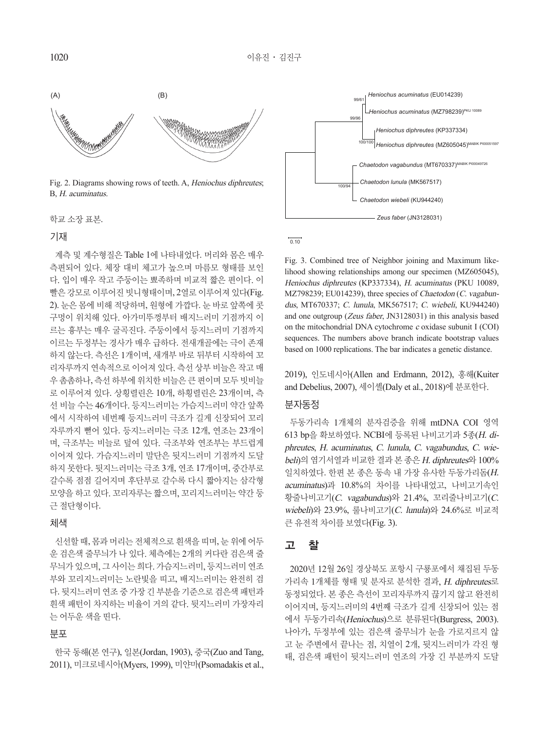Fig. 2. Diagrams showing rows of teeth. A, *Heniochus diphreutes*; B, *H. acuminatus*.

학교 소장 표본.

## 기재

계측 및 계수형질은 Table 1에 나타내었다. 머리와 몸은 매우 측편되어 있다. 체장 대비 체고가 높으며 마름모 형태를 보인다. 입이 매우 작고 주둥이는 뾰족하며 비교적 짧은 편이다. 이빨은 강모로 이루어진 빗니형태이며, 2열로 이루어져 있다(Fig. 2). 눈은 몸에 비해 적당하며, 원형에 가깝다. 눈 바로 앞쪽에 콧구멍이 위치해 있다. 아가미뚜껑부터 배지느러미 기점까지 이르는 흉부는 매우 굴곡진다. 주둥이에서 등지느러미 기점까지 이르는 두정부는 경사가 매우 급하다. 전새개골에는 극이 존재하지 않는다. 측선은 1개이며, 새개부 바로 뒤부터 시작하여 꼬리자루까지 연속적으로 이어져 있다. 측선 상부 비늘은 작고 매우 촘촘하나, 측선 하부에 위치한 비늘은 큰 편이며 모두 빗비늘로 이루어져 있다. 상횡렬린은 10개, 하횡렬린은 23개이며, 측선 비늘 수는 46개이다. 등지느러미는 가슴지느러미 약간 앞쪽에서 시작하여 네번째 등지느러미 극조가 길게 신장되어 꼬리자루까지 뻗어 있다. 등지느러미는 극조 12개, 연조는 23개이며, 극조부는 비늘로 덮여 있다. 극조부와 연조부는 부드럽게 이어져 있다. 가슴지느러미 말단은 뒷지느러미 기점까지 도달하지 못한다. 뒷지느러미는 극조 3개, 연조 17개이며, 중간부로 갈수록 점점 길어지며 후단부로 갈수록 다시 짧아지는 삼각형 모양을 하고 있다. 꼬리자루는 짧으며, 꼬리지느러미는 약간 둥근 절단형이다.

## 체색

신선할 때, 몸과 머리는 전체적으로 흰색을 띠며, 눈 위에 어두운 검은색 줄무늬가 나 있다. 체측에는 2개의 커다란 검은색 줄무늬가 있으며, 그 사이는 희다. 가슴지느러미, 등지느러미 연조부와 꼬리지느러미는 노란빛을 띠고, 배지느러미는 완전히 검다. 뒷지느러미 연조 중 가장 긴 부분을 기준으로 검은색 패턴과 흰색 패턴이 차지하는 비율이 거의 같다. 뒷지느러미 가장자리는 어두운 색을 띤다.

## 분포

한국 동해(본 연구), 일본(Jordan, 1903), 중국(Zuo and Tang, 2011), 미크로네시아(Myers, 1999), 미얀마(Psomadakis et al., 2019), 인도네시아(Allen and Erdmann, 2012), 홍해(Kuiter and Debelius, 2007), 세이셸(Daly et al., 2018)에 분포한다.

Fig. 3. Combined tree of Neighbor joining and Maximum likelihood showing relationships among our specimen (MZ605045), *Heniochus diphreutes* (KP337334), *H. acuminatus* (PKU 10089, MZ798239; EU014239), three species of *Chaetodon* (*C. vagabundus*, MT670337; *C. lunula*, MK567517; *C. wiebeli*, KU944240) and one outgroup (*Zeus faber*, JN3128031) in this analysis based on the mitochondrial DNA cytochrome *c* oxidase subunit I (COI) sequences. The numbers above branch indicate bootstrap values based on 1000 replications. The bar indicates a genetic distance.

## 분자동정

두동가리속 1개체의 분자검증을 위해 mtDNA COI 영역 613 bp을 확보하였다. NCBI에 등록된 나비고기과 5종(*H. diphreutes*, *H. acuminatus*, *C. lunula*, *C. vagabundus*, *C. wiebeli*)의 염기서열과 비교한 결과 본 종은 *H. diphreutes*와 100% 일치하였다. 한편 본 종은 동속 내 가장 유사한 두동가리돔(*H. acuminatus*)과 10.8%의 차이를 나타내었고, 나비고기속인 황줄나비고기(*C. vagabundus*)와 21.4%, 꼬리줄나비고기(*C. wiebeli*)와 23.9%, 룰나비고기(*C. lunula*)와 24.6%로 비교적 큰 유전적 차이를 보였다(Fig. 3).

# 고　찰

2020년 12월 26일 경상북도 포항시 구룡포에서 채집된 두동가리속 1개체를 형태 및 분자로 분석한 결과, *H. diphreutes*로 동정되었다. 본 종은 측선이 꼬리자루까지 끊기지 않고 완전히 이어지며, 등지느러미의 4번째 극조가 길게 신장되어 있는 점에서 두동가리속(*Heniochus*)으로 분류된다(Burgress, 2003). 나아가, 두정부에 있는 검은색 줄무늬가 눈을 가로지르지 않고 눈 주변에서 끝나는 점, 치열이 2개, 뒷지느러미가 각진 형태, 검은색 패턴이 뒷지느러미 연조의 가장 긴 부분까지 도달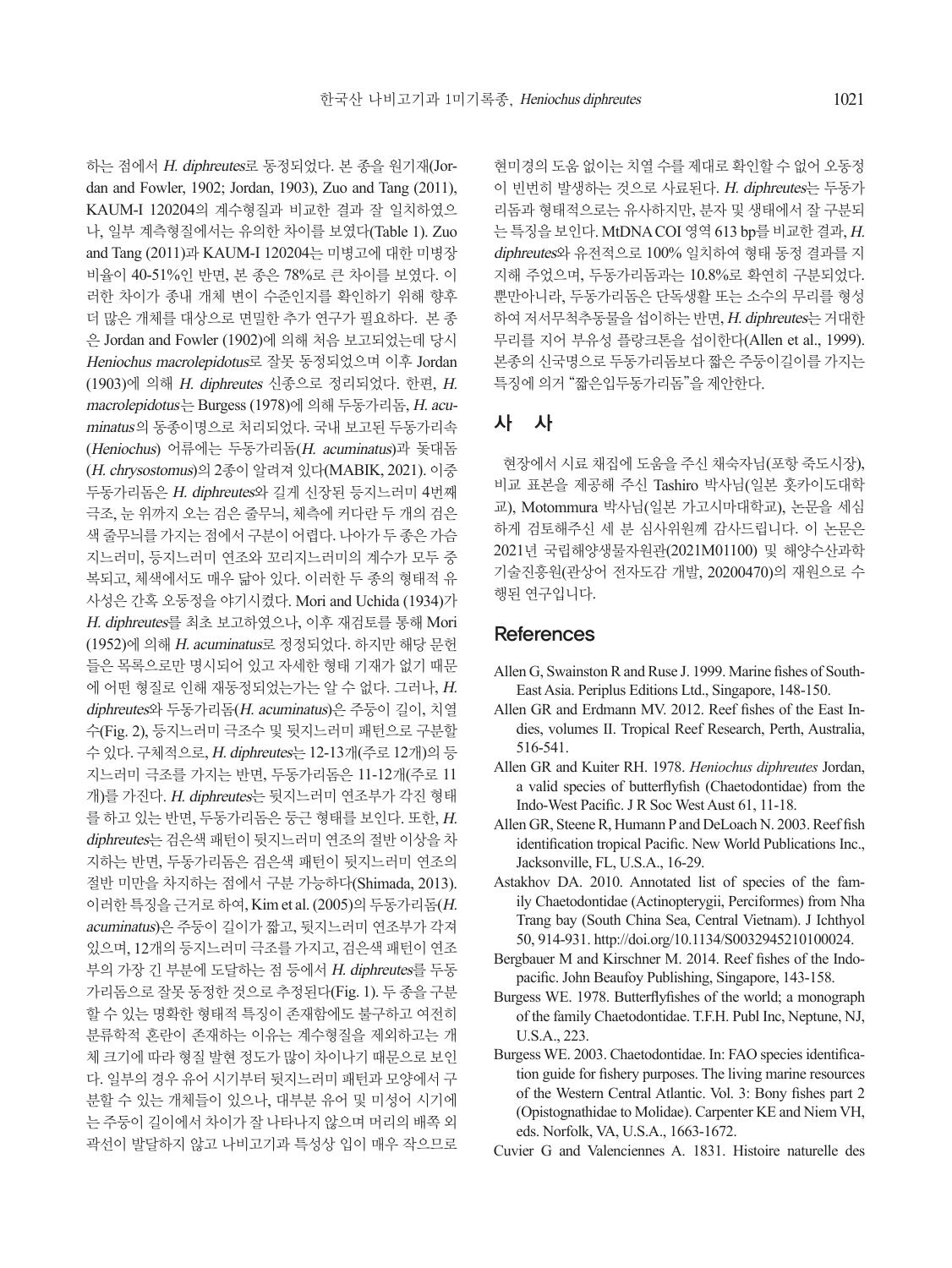하는 점에서 *H. diphreutes*로 동정되었다. 본 종을 원기재(Jordan and Fowler, 1902; Jordan, 1903), Zuo and Tang (2011), KAUM-I 120204의 계수형질과 비교한 결과 잘 일치하였으나, 일부 계측형질에서는 유의한 차이를 보였다(Table 1). Zuo and Tang (2011)과 KAUM-I 120204는 미병고에 대한 미병장 비율이 40-51%인 반면, 본 종은 78%로 큰 차이를 보였다. 이러한 차이가 종내 개체 변이 수준인지를 확인하기 위해 향후 더 많은 개체를 대상으로 면밀한 추가 연구가 필요하다. 본 종은 Jordan and Fowler (1902)에 의해 처음 보고되었는데 당시 *Heniochus macrolepidotus*로 잘못 동정되었으며 이후 Jordan (1903)에 의해 *H. diphreutes* 신종으로 정리되었다. 한편, *H. macrolepidotus*는 Burgess (1978)에 의해 두동가리돔, *H. acuminatus*의 동종이명으로 처리되었다. 국내 보고된 두동가리속(*Heniochus*) 어류에는 두동가리돔(*H. acuminatus*)과 꽃대돔(*H. chrysostomus*)의 2종이 알려져 있다(MABIK, 2021). 이중 두동가리돔은 *H. diphreutes*와 길게 신장된 등지느러미 4번째 극조, 눈 위까지 오는 검은 줄무늬, 체측에 커다란 두 개의 검은색 줄무늬를 가지는 점에서 구분이 어렵다. 나아가 두 종은 가슴지느러미, 등지느러미 연조와 꼬리지느러미의 계수가 모두 중복되고, 체색에서도 매우 닮아 있다. 이러한 두 종의 형태적 유사성은 간혹 오동정을 야기시켰다. Mori and Uchida (1934)가 *H. diphreutes*를 최초 보고하였으나, 이후 재검토를 통해 Mori (1952)에 의해 *H. acuminatus*로 정정되었다. 하지만 해당 문헌들은 목록으로만 명시되어 있고 자세한 형태 기재가 없기 때문에 어떤 형질로 인해 재동정되었는가는 알 수 없다. 그러나, *H. diphreutes*와 두동가리돔(*H. acuminatus*)은 주둥이 길이, 치열수(Fig. 2), 등지느러미 극조수 및 뒷지느러미 패턴으로 구분할 수 있다. 구체적으로, *H. diphreutes*는 12-13개(주로 12개)의 등지느러미 극조를 가지는 반면, 두동가리돔은 11-12개(주로 11개)를 가진다. *H. diphreutes*는 뒷지느러미 연조부가 각진 형태를 하고 있는 반면, 두동가리돔은 둥근 형태를 보인다. 또한, *H. diphreutes*는 검은색 패턴이 뒷지느러미 연조의 절반 이상을 차지하는 반면, 두동가리돔은 검은색 패턴이 뒷지느러미 연조의 절반 미만을 차지하는 점에서 구분 가능하다(Shimada, 2013). 이러한 특징을 근거로 하여, Kim et al. (2005)의 두동가리돔(*H. acuminatus*)은 주둥이 길이가 짧고, 뒷지느러미 연조부가 각져 있으며, 12개의 등지느러미 극조를 가지고, 검은색 패턴이 연조부의 가장 긴 부분에 도달하는 점 등에서 *H. diphreutes*를 두동가리돔으로 잘못 동정한 것으로 추정된다(Fig. 1). 두 종을 구분할 수 있는 명확한 형태적 특징이 존재함에도 불구하고 여전히 분류학적 혼란이 존재하는 이유는 계수형질을 제외하고는 개체 크기에 따라 형질 발현 정도가 많이 차이나기 때문으로 보인다. 일부의 경우 유어 시기부터 뒷지느러미 패턴과 모양에서 구분할 수 있는 개체들이 있으나, 대부분 유어 및 미성어 시기에는 주둥이 길이에서 차이가 잘 나타나지 않으며 머리의 배쪽 외곽선이 발달하지 않고 나비고기과 특성상 입이 매우 작으므로 현미경의 도움 없이는 치열 수를 제대로 확인할 수 없어 오동정이 빈번히 발생하는 것으로 사료된다. *H. diphreutes*는 두동가리돔과 형태적으로는 유사하지만, 분자 및 생태에서 잘 구분되는 특징을 보인다. MtDNA COI 영역 613 bp를 비교한 결과, *H. diphreutes*와 유전적으로 100% 일치하여 형태 동정 결과를 지지해 주었으며, 두동가리돔과는 10.8%로 확연히 구분되었다. 뿐만아니라, 두동가리돔은 단독생활 또는 소수의 무리를 형성하여 저서무척추동물을 섭이하는 반면, *H. diphreutes*는 거대한 무리를 지어 부유성 플랑크톤을 섭이한다(Allen et al., 1999). 본종의 신국명으로 두동가리돔보다 짧은 주둥이길이를 가지는 특징에 의거 "짧은입두동가리돔"을 제안한다.

## 사 사

현장에서 시료 채집에 도움을 주신 채숙자님(포항 죽도시장), 비교 표본을 제공해 주신 Tashiro 박사님(일본 홋카이도대학교), Motommura 박사님(일본 가고시마대학교), 논문을 세심하게 검토해주신 세 분 심사위원께 감사드립니다. 이 논문은 2021년 국립해양생물자원관(2021M01100) 및 해양수산과학기술진흥원(관상어 전자도감 개발, 20200470)의 재원으로 수행된 연구입니다.

## References

Allen G, Swainston R and Ruse J. 1999. Marine fishes of South-East Asia. Periplus Editions Ltd., Singapore, 148-150.

Allen GR and Erdmann MV. 2012. Reef fishes of the East Indies, volumes II. Tropical Reef Research, Perth, Australia, 516-541.

Allen GR and Kuiter RH. 1978. *Heniochus diphreutes* Jordan, a valid species of butterflyfish (Chaetodontidae) from the Indo-West Pacific. J R Soc West Aust 61, 11-18.

Allen GR, Steene R, Humann P and DeLoach N. 2003. Reef fish identification tropical Pacific. New World Publications Inc., Jacksonville, FL, U.S.A., 16-29.

Astakhov DA. 2010. Annotated list of species of the family Chaetodontidae (Actinopterygii, Perciformes) from Nha Trang bay (South China Sea, Central Vietnam). J Ichthyol 50, 914-931. http://doi.org/10.1134/S0032945210100024.

Bergbauer M and Kirschner M. 2014. Reef fishes of the Indo-pacific. John Beaufoy Publishing, Singapore, 143-158.

Burgess WE. 1978. Butterflyfishes of the world; a monograph of the family Chaetodontidae. T.F.H. Publ Inc, Neptune, NJ, U.S.A., 223.

Burgess WE. 2003. Chaetodontidae. In: FAO species identification guide for fishery purposes. The living marine resources of the Western Central Atlantic. Vol. 3: Bony fishes part 2 (Opistognathidae to Molidae). Carpenter KE and Niem VH, eds. Norfolk, VA, U.S.A., 1663-1672.

Cuvier G and Valenciennes A. 1831. Histoire naturelle des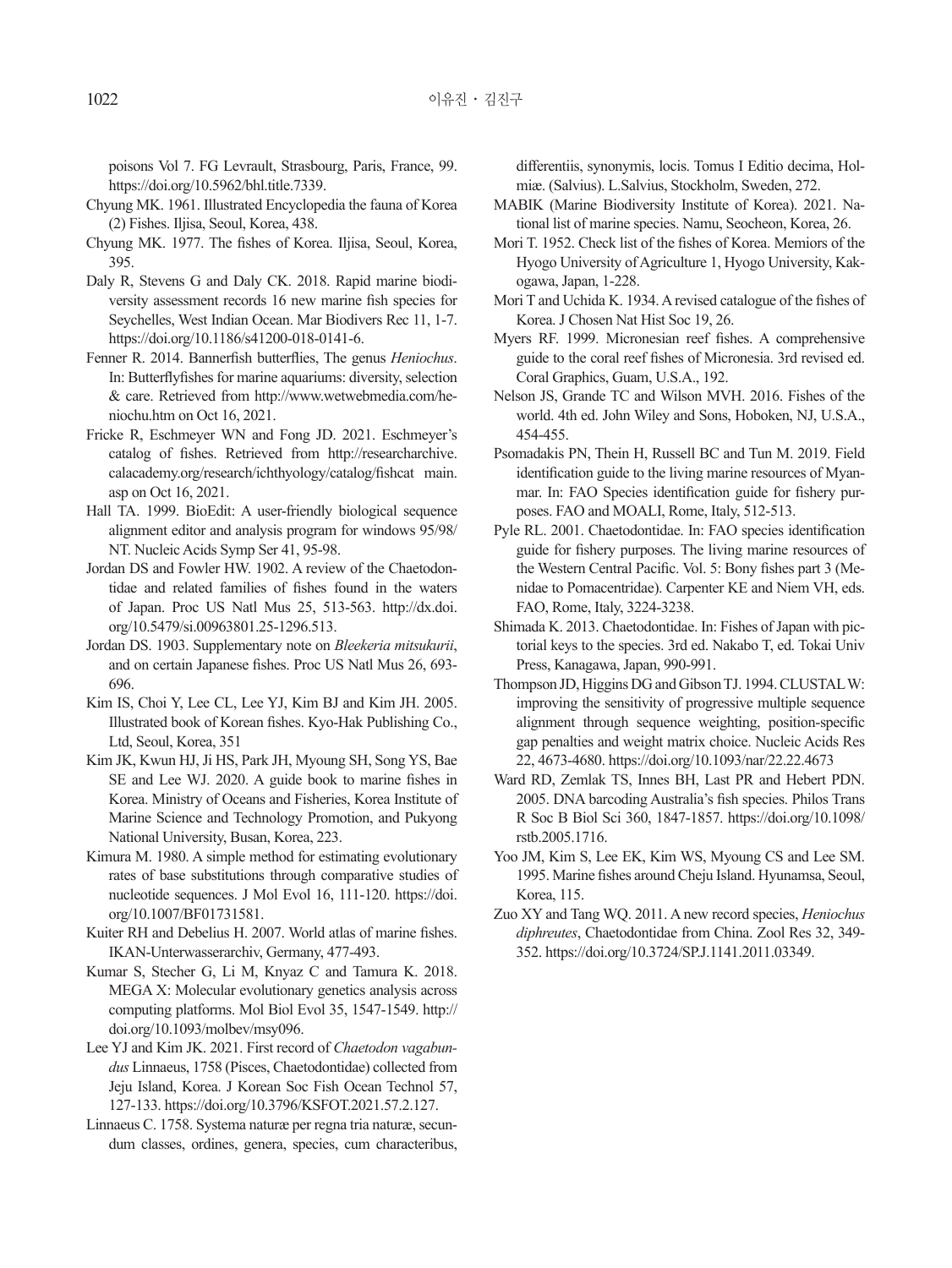poisons Vol 7. FG Levrault, Strasbourg, Paris, France, 99. https://doi.org/10.5962/bhl.title.7339.

Chyung MK. 1961. Illustrated Encyclopedia the fauna of Korea (2) Fishes. Iljisa, Seoul, Korea, 438.

Chyung MK. 1977. The fishes of Korea. Iljisa, Seoul, Korea, 395.

Daly R, Stevens G and Daly CK. 2018. Rapid marine biodiversity assessment records 16 new marine fish species for Seychelles, West Indian Ocean. Mar Biodivers Rec 11, 1-7. https://doi.org/10.1186/s41200-018-0141-6.

Fenner R. 2014. Bannerfish butterflies, The genus *Heniochus*. In: Butterflyfishes for marine aquariums: diversity, selection & care. Retrieved from http://www.wetwebmedia.com/heniochu.htm on Oct 16, 2021.

Fricke R, Eschmeyer WN and Fong JD. 2021. Eschmeyer's catalog of fishes. Retrieved from http://researcharchive.calacademy.org/research/ichthyology/catalog/fishcat main.asp on Oct 16, 2021.

Hall TA. 1999. BioEdit: A user-friendly biological sequence alignment editor and analysis program for windows 95/98/NT. Nucleic Acids Symp Ser 41, 95-98.

Jordan DS and Fowler HW. 1902. A review of the Chaetodontidae and related families of fishes found in the waters of Japan. Proc US Natl Mus 25, 513-563. http://dx.doi.org/10.5479/si.00963801.25-1296.513.

Jordan DS. 1903. Supplementary note on *Bleekeria mitsukurii*, and on certain Japanese fishes. Proc US Natl Mus 26, 693-696.

Kim IS, Choi Y, Lee CL, Lee YJ, Kim BJ and Kim JH. 2005. Illustrated book of Korean fishes. Kyo-Hak Publishing Co., Ltd, Seoul, Korea, 351

Kim JK, Kwun HJ, Ji HS, Park JH, Myoung SH, Song YS, Bae SE and Lee WJ. 2020. A guide book to marine fishes in Korea. Ministry of Oceans and Fisheries, Korea Institute of Marine Science and Technology Promotion, and Pukyong National University, Busan, Korea, 223.

Kimura M. 1980. A simple method for estimating evolutionary rates of base substitutions through comparative studies of nucleotide sequences. J Mol Evol 16, 111-120. https://doi.org/10.1007/BF01731581.

Kuiter RH and Debelius H. 2007. World atlas of marine fishes. IKAN-Unterwasserarchiv, Germany, 477-493.

Kumar S, Stecher G, Li M, Knyaz C and Tamura K. 2018. MEGA X: Molecular evolutionary genetics analysis across computing platforms. Mol Biol Evol 35, 1547-1549. http://doi.org/10.1093/molbev/msy096.

Lee YJ and Kim JK. 2021. First record of *Chaetodon vagabundus* Linnaeus, 1758 (Pisces, Chaetodontidae) collected from Jeju Island, Korea. J Korean Soc Fish Ocean Technol 57, 127-133. https://doi.org/10.3796/KSFOT.2021.57.2.127.

Linnaeus C. 1758. Systema naturæ per regna tria naturæ, secundum classes, ordines, genera, species, cum characteribus, differentiis, synonymis, locis. Tomus I Editio decima, Holmiæ. (Salvius). L.Salvius, Stockholm, Sweden, 272.

MABIK (Marine Biodiversity Institute of Korea). 2021. National list of marine species. Namu, Seocheon, Korea, 26.

Mori T. 1952. Check list of the fishes of Korea. Memiors of the Hyogo University of Agriculture 1, Hyogo University, Kakogawa, Japan, 1-228.

Mori T and Uchida K. 1934. A revised catalogue of the fishes of Korea. J Chosen Nat Hist Soc 19, 26.

Myers RF. 1999. Micronesian reef fishes. A comprehensive guide to the coral reef fishes of Micronesia. 3rd revised ed. Coral Graphics, Guam, U.S.A., 192.

Nelson JS, Grande TC and Wilson MVH. 2016. Fishes of the world. 4th ed. John Wiley and Sons, Hoboken, NJ, U.S.A., 454-455.

Psomadakis PN, Thein H, Russell BC and Tun M. 2019. Field identification guide to the living marine resources of Myanmar. In: FAO Species identification guide for fishery purposes. FAO and MOALI, Rome, Italy, 512-513.

Pyle RL. 2001. Chaetodontidae. In: FAO species identification guide for fishery purposes. The living marine resources of the Western Central Pacific. Vol. 5: Bony fishes part 3 (Menidae to Pomacentridae). Carpenter KE and Niem VH, eds. FAO, Rome, Italy, 3224-3238.

Shimada K. 2013. Chaetodontidae. In: Fishes of Japan with pictorial keys to the species. 3rd ed. Nakabo T, ed. Tokai Univ Press, Kanagawa, Japan, 990-991.

Thompson JD, Higgins DG and Gibson TJ. 1994. CLUSTAL W: improving the sensitivity of progressive multiple sequence alignment through sequence weighting, position-specific gap penalties and weight matrix choice. Nucleic Acids Res 22, 4673-4680. https://doi.org/10.1093/nar/22.22.4673

Ward RD, Zemlak TS, Innes BH, Last PR and Hebert PDN. 2005. DNA barcoding Australia's fish species. Philos Trans R Soc B Biol Sci 360, 1847-1857. https://doi.org/10.1098/rstb.2005.1716.

Yoo JM, Kim S, Lee EK, Kim WS, Myoung CS and Lee SM. 1995. Marine fishes around Cheju Island. Hyunamsa, Seoul, Korea, 115.

Zuo XY and Tang WQ. 2011. A new record species, *Heniochus diphreutes*, Chaetodontidae from China. Zool Res 32, 349-352. https://doi.org/10.3724/SP.J.1141.2011.03349.